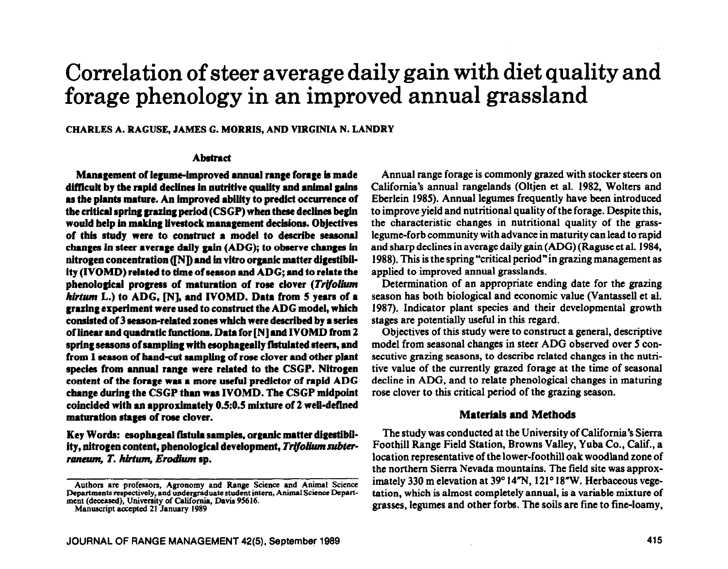# Correlation of steer average daily gain with diet quality and forage phenology in an improved annual grassland

CHARLES A. RAGUSE, JAMES G. MORRIS, AND VIRGINIA N. LANDRY

## Abstract

**Management of legume-improved annual range forage is made difficult by the rapid declines in nutritive quality and animal gains as the plants mature. An improved ability to predict occurrence of the critical spring grazing period (CSGP) when these declines begin would help in making livestock management decisions. Objectives of this study were to construct a model to describe seasonal changes in steer average daily gain (ADG); to observe changes in nitrogen concentration ([N]) and in vitro organic matter digestibility (IVOMD) related to time of season and ADG; and to relate the phenological progress of maturation of rose clover (*Trifolium hirtum* L.) to ADG, [N], and IVOMD. Data from 5 years of a grazing experiment were used to construct the ADG model, which consisted of 3 season-related zones which were described by a series of linear and quadratic functions. Data for [N] and IVOMD from 2 spring seasons of sampling with esophageally fistulated steers, and from 1 season of hand-cut sampling of rose clover and other plant species from annual range were related to the CSGP. Nitrogen content of the forage was a more useful predictor of rapid ADG change during the CSGP than was IVOMD. The CSGP midpoint coincided with an approximately 0.5:0.5 mixture of 2 well-defined maturation stages of rose clover.**

**Key Words: esophageal fistula samples, organic matter digestibility, nitrogen content, phenological development, *Trifolium subterraneum*, *T. hirtum*, *Erodium* sp.**

Authors are professors, Agronomy and Range Science and Animal Science Departments respectively, and undergraduate student intern, Animal Science Department (deceased), University of California, Davis 95616.
Manuscript accepted 21 January 1989

Annual range forage is commonly grazed with stocker steers on California's annual rangelands (Oltjen et al. 1982, Wolters and Eberlein 1985). Annual legumes frequently have been introduced to improve yield and nutritional quality of the forage. Despite this, the characteristic changes in nutritional quality of the grass-legume-forb community with advance in maturity can lead to rapid and sharp declines in average daily gain (ADG) (Raguse et al. 1984, 1988). This is the spring "critical period" in grazing management as applied to improved annual grasslands.

Determination of an appropriate ending date for the grazing season has both biological and economic value (Vantassell et al. 1987). Indicator plant species and their developmental growth stages are potentially useful in this regard.

Objectives of this study were to construct a general, descriptive model from seasonal changes in steer ADG observed over 5 consecutive grazing seasons, to describe related changes in the nutritive value of the currently grazed forage at the time of seasonal decline in ADG, and to relate phenological changes in maturing rose clover to this critical period of the grazing season.

## Materials and Methods

The study was conducted at the University of California's Sierra Foothill Range Field Station, Browns Valley, Yuba Co., Calif., a location representative of the lower-foothill oak woodland zone of the northern Sierra Nevada mountains. The field site was approximately 330 m elevation at 39° 14'N, 121° 18'W. Herbaceous vegetation, which is almost completely annual, is a variable mixture of grasses, legumes and other forbs. The soils are fine to fine-loamy,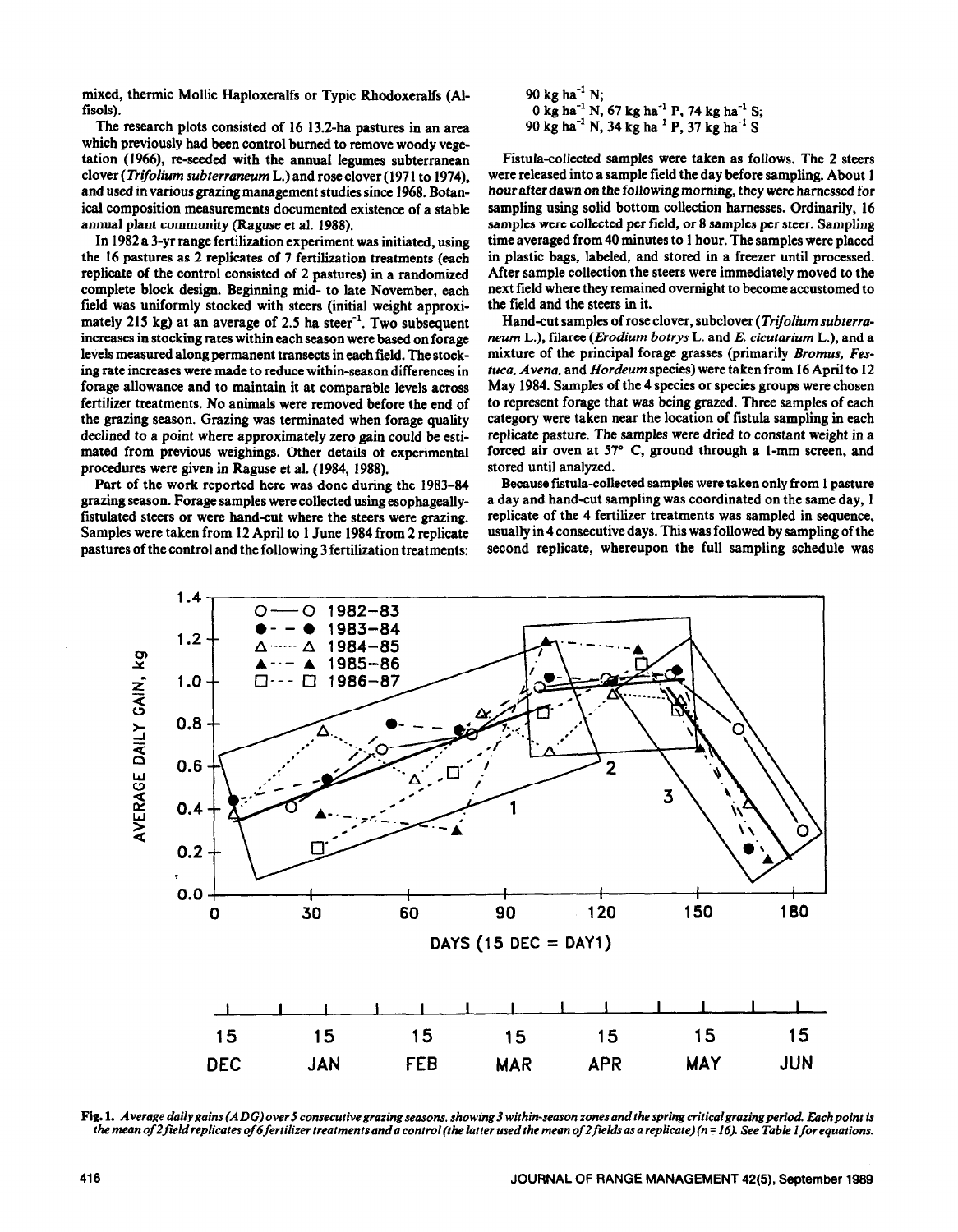mixed, thermic Mollic Haploxeralfs or Typic Rhodoxeralfs (Alfisols).

The research plots consisted of 16 13.2-ha pastures in an area which previously had been control burned to remove woody vegetation (1966), re-seeded with the annual legumes subterranean clover (*Trifolium subterraneum* L.) and rose clover (1971 to 1974), and used in various grazing management studies since 1968. Botanical composition measurements documented existence of a stable annual plant community (Raguse et al. 1988).

In 1982 a 3-yr range fertilization experiment was initiated, using the 16 pastures as 2 replicates of 7 fertilization treatments (each replicate of the control consisted of 2 pastures) in a randomized complete block design. Beginning mid- to late November, each field was uniformly stocked with steers (initial weight approximately 215 kg) at an average of 2.5 ha steer$^{-1}$. Two subsequent increases in stocking rates within each season were based on forage levels measured along permanent transects in each field. The stocking rate increases were made to reduce within-season differences in forage allowance and to maintain it at comparable levels across fertilizer treatments. No animals were removed before the end of the grazing season. Grazing was terminated when forage quality declined to a point where approximately zero gain could be estimated from previous weighings. Other details of experimental procedures were given in Raguse et al. (1984, 1988).

Part of the work reported here was done during the 1983–84 grazing season. Forage samples were collected using esophageally-fistulated steers or were hand-cut where the steers were grazing. Samples were taken from 12 April to 1 June 1984 from 2 replicate pastures of the control and the following 3 fertilization treatments:

90 kg ha$^{-1}$ N;
0 kg ha$^{-1}$ N, 67 kg ha$^{-1}$ P, 74 kg ha$^{-1}$ S;
90 kg ha$^{-1}$ N, 34 kg ha$^{-1}$ P, 37 kg ha$^{-1}$ S

Fistula-collected samples were taken as follows. The 2 steers were released into a sample field the day before sampling. About 1 hour after dawn on the following morning, they were harnessed for sampling using solid bottom collection harnesses. Ordinarily, 16 samples were collected per field, or 8 samples per steer. Sampling time averaged from 40 minutes to 1 hour. The samples were placed in plastic bags, labeled, and stored in a freezer until processed. After sample collection the steers were immediately moved to the next field where they remained overnight to become accustomed to the field and the steers in it.

Hand-cut samples of rose clover, subclover (*Trifolium subterraneum* L.), filaree (*Erodium botrys* L. and *E. cicutarium* L.), and a mixture of the principal forage grasses (primarily *Bromus*, *Festuca*, *Avena*, and *Hordeum* species) were taken from 16 April to 12 May 1984. Samples of the 4 species or species groups were chosen to represent forage that was being grazed. Three samples of each category were taken near the location of fistula sampling in each replicate pasture. The samples were dried to constant weight in a forced air oven at 57° C, ground through a 1-mm screen, and stored until analyzed.

Because fistula-collected samples were taken only from 1 pasture a day and hand-cut sampling was coordinated on the same day, 1 replicate of the 4 fertilizer treatments was sampled in sequence, usually in 4 consecutive days. This was followed by sampling of the second replicate, whereupon the full sampling schedule was

**Fig. 1.** *Average daily gains (ADG) over 5 consecutive grazing seasons, showing 3 within-season zones and the spring critical grazing period. Each point is the mean of 2 field replicates of 6 fertilizer treatments and a control (the latter used the mean of 2 fields as a replicate) (n = 16). See Table 1 for equations.*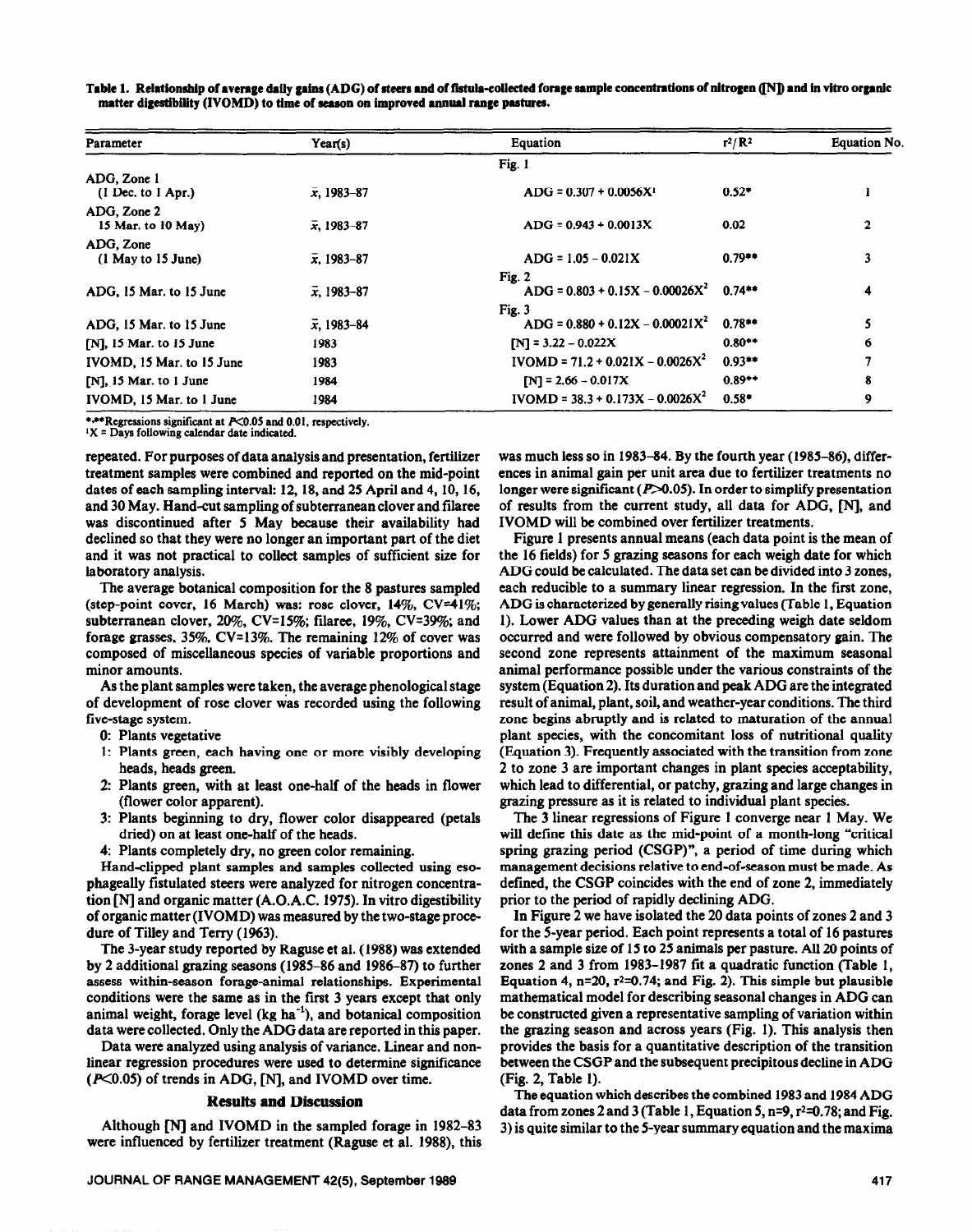**Table 1. Relationship of average daily gains (ADG) of steers and of fistula-collected forage sample concentrations of nitrogen ([N]) and in vitro organic matter digestibility (IVOMD) to time of season on improved annual range pastures.**

| Parameter | Year(s) | Equation | $r^2/R^2$ | Equation No. |
|---|---|---|---|---|
| | | Fig. 1 | | |
| ADG, Zone 1 (1 Dec. to 1 Apr.) | $\bar{x}$, 1983–87 | $ADG = 0.307 + 0.0056X$[1] | 0.52* | 1 |
| ADG, Zone 2 15 Mar. to 10 May) | $\bar{x}$, 1983–87 | $ADG = 0.943 + 0.0013X$ | 0.02 | 2 |
| ADG, Zone (1 May to 15 June) | $\bar{x}$, 1983–87 | $ADG = 1.05 - 0.021X$ | 0.79** | 3 |
| | | Fig. 2 | | |
| ADG, 15 Mar. to 15 June | $\bar{x}$, 1983–87 | $ADG = 0.803 + 0.15X - 0.00026X^2$ | 0.74** | 4 |
| | | Fig. 3 | | |
| ADG, 15 Mar. to 15 June | $\bar{x}$, 1983–84 | $ADG = 0.880 + 0.12X - 0.00021X^2$ | 0.78** | 5 |
| [N], 15 Mar. to 15 June | 1983 | $[N] = 3.22 - 0.022X$ | 0.80** | 6 |
| IVOMD, 15 Mar. to 15 June | 1983 | $IVOMD = 71.2 + 0.021X - 0.0026X^2$ | 0.93** | 7 |
| [N], 15 Mar. to 1 June | 1984 | $[N] = 2.66 - 0.017X$ | 0.89** | 8 |
| IVOMD, 15 Mar. to 1 June | 1984 | $IVOMD = 38.3 + 0.173X - 0.0026X^2$ | 0.58* | 9 |

*,**Regressions significant at $P<0.05$ and 0.01, respectively.
[1]X = Days following calendar date indicated.

repeated. For purposes of data analysis and presentation, fertilizer treatment samples were combined and reported on the mid-point dates of each sampling interval: 12, 18, and 25 April and 4, 10, 16, and 30 May. Hand-cut sampling of subterranean clover and filaree was discontinued after 5 May because their availability had declined so that they were no longer an important part of the diet and it was not practical to collect samples of sufficient size for laboratory analysis.

The average botanical composition for the 8 pastures sampled (step-point cover, 16 March) was: rose clover, 14%, CV=41%; subterranean clover, 20%, CV=15%; filaree, 19%, CV=39%; and forage grasses, 35%, CV=13%. The remaining 12% of cover was composed of miscellaneous species of variable proportions and minor amounts.

As the plant samples were taken, the average phenological stage of development of rose clover was recorded using the following five-stage system.

- 0: Plants vegetative
- 1: Plants green, each having one or more visibly developing heads, heads green.
- 2: Plants green, with at least one-half of the heads in flower (flower color apparent).
- 3: Plants beginning to dry, flower color disappeared (petals dried) on at least one-half of the heads.
- 4: Plants completely dry, no green color remaining.

Hand-clipped plant samples and samples collected using esophageally fistulated steers were analyzed for nitrogen concentration [N] and organic matter (A.O.A.C. 1975). In vitro digestibility of organic matter (IVOMD) was measured by the two-stage procedure of Tilley and Terry (1963).

The 3-year study reported by Raguse et al. (1988) was extended by 2 additional grazing seasons (1985–86 and 1986–87) to further assess within-season forage-animal relationships. Experimental conditions were the same as in the first 3 years except that only animal weight, forage level (kg $ha^{-1}$), and botanical composition data were collected. Only the ADG data are reported in this paper.

Data were analyzed using analysis of variance. Linear and nonlinear regression procedures were used to determine significance ($P<0.05$) of trends in ADG, [N], and IVOMD over time.

## Results and Discussion

Although [N] and IVOMD in the sampled forage in 1982–83 were influenced by fertilizer treatment (Raguse et al. 1988), this was much less so in 1983–84. By the fourth year (1985–86), differences in animal gain per unit area due to fertilizer treatments no longer were significant ($P>0.05$). In order to simplify presentation of results from the current study, all data for ADG, [N], and IVOMD will be combined over fertilizer treatments.

Figure 1 presents annual means (each data point is the mean of the 16 fields) for 5 grazing seasons for each weigh date for which ADG could be calculated. The data set can be divided into 3 zones, each reducible to a summary linear regression. In the first zone, ADG is characterized by generally rising values (Table 1, Equation 1). Lower ADG values than at the preceding weigh date seldom occurred and were followed by obvious compensatory gain. The second zone represents attainment of the maximum seasonal animal performance possible under the various constraints of the system (Equation 2). Its duration and peak ADG are the integrated result of animal, plant, soil, and weather-year conditions. The third zone begins abruptly and is related to maturation of the annual plant species, with the concomitant loss of nutritional quality (Equation 3). Frequently associated with the transition from zone 2 to zone 3 are important changes in plant species acceptability, which lead to differential, or patchy, grazing and large changes in grazing pressure as it is related to individual plant species.

The 3 linear regressions of Figure 1 converge near 1 May. We will define this date as the mid-point of a month-long "critical spring grazing period (CSGP)", a period of time during which management decisions relative to end-of-season must be made. As defined, the CSGP coincides with the end of zone 2, immediately prior to the period of rapidly declining ADG.

In Figure 2 we have isolated the 20 data points of zones 2 and 3 for the 5-year period. Each point represents a total of 16 pastures with a sample size of 15 to 25 animals per pasture. All 20 points of zones 2 and 3 from 1983–1987 fit a quadratic function (Table 1, Equation 4, n=20, $r^2$=0.74; and Fig. 2). This simple but plausible mathematical model for describing seasonal changes in ADG can be constructed given a representative sampling of variation within the grazing season and across years (Fig. 1). This analysis then provides the basis for a quantitative description of the transition between the CSGP and the subsequent precipitous decline in ADG (Fig. 2, Table 1).

The equation which describes the combined 1983 and 1984 ADG data from zones 2 and 3 (Table 1, Equation 5, n=9, $r^2$=0.78; and Fig. 3) is quite similar to the 5-year summary equation and the maxima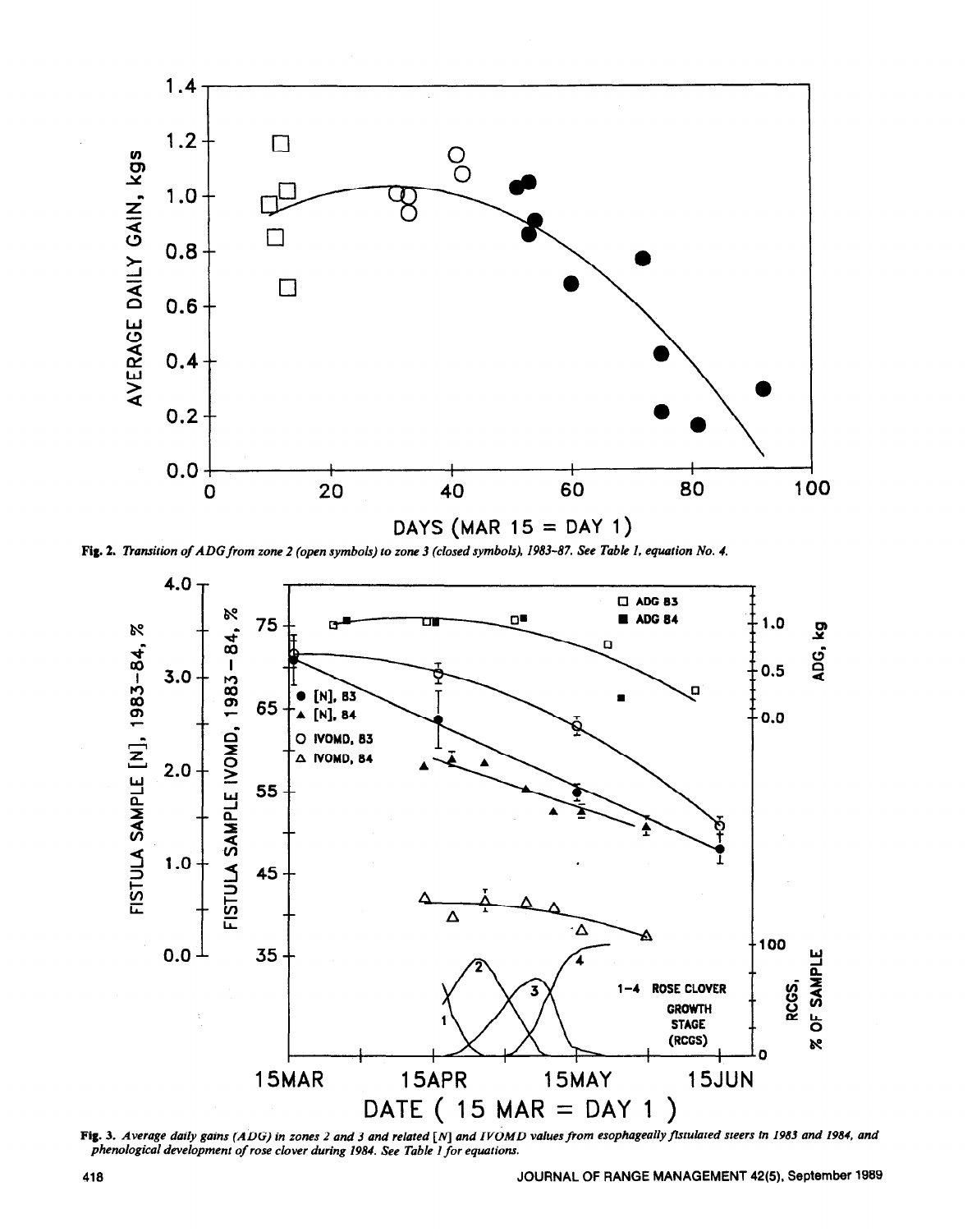**Fig. 2.** *Transition of ADG from zone 2 (open symbols) to zone 3 (closed symbols), 1983–87. See Table 1, equation No. 4.*

**Fig. 3.** *Average daily gains (ADG) in zones 2 and 3 and related [N] and IVOMD values from esophageally fistulated steers in 1983 and 1984, and phenological development of rose clover during 1984. See Table 1 for equations.*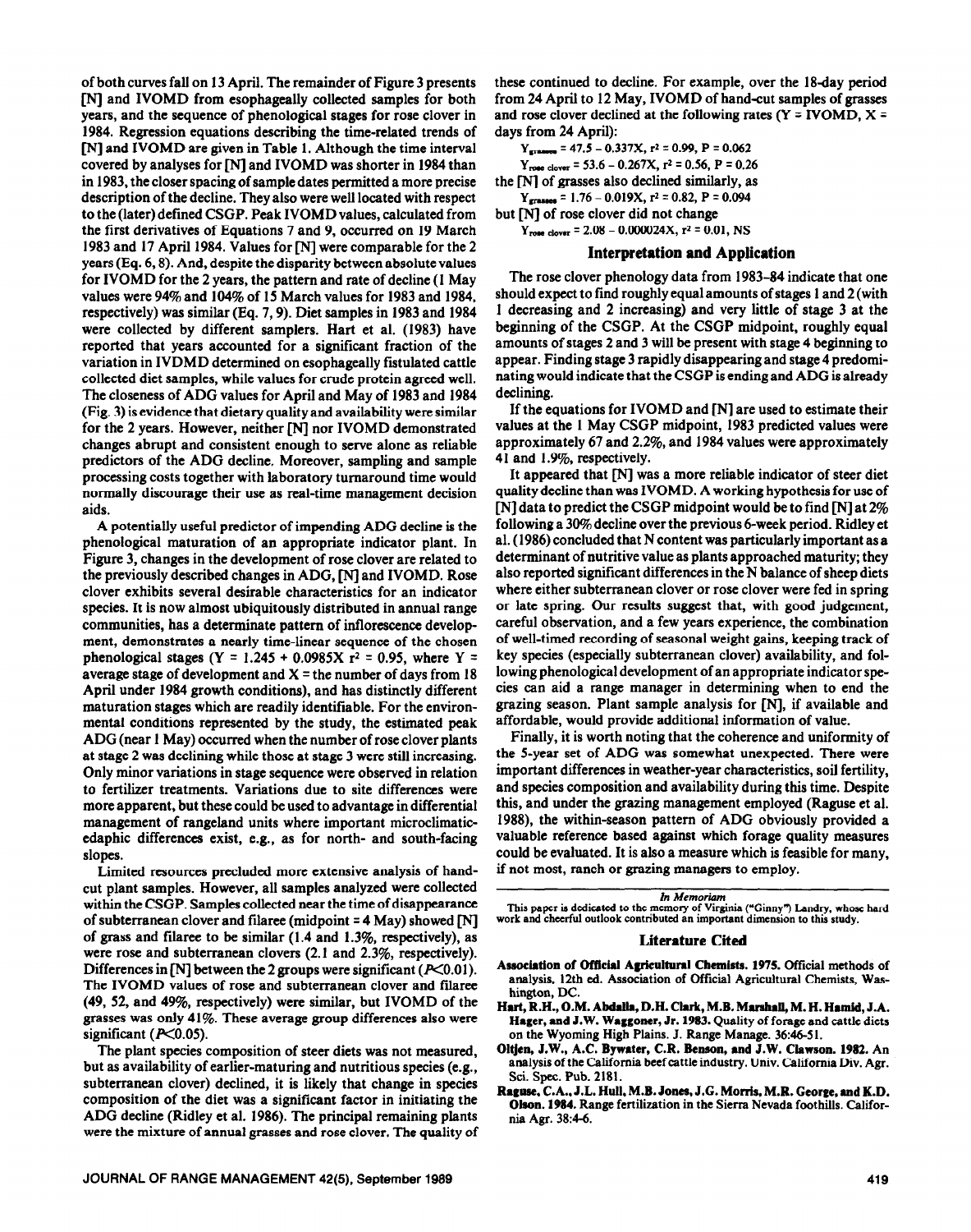of both curves fall on 13 April. The remainder of Figure 3 presents [N] and IVOMD from esophageally collected samples for both years, and the sequence of phenological stages for rose clover in 1984. Regression equations describing the time-related trends of [N] and IVOMD are given in Table 1. Although the time interval covered by analyses for [N] and IVOMD was shorter in 1984 than in 1983, the closer spacing of sample dates permitted a more precise description of the decline. They also were well located with respect to the (later) defined CSGP. Peak IVOMD values, calculated from the first derivatives of Equations 7 and 9, occurred on 19 March 1983 and 17 April 1984. Values for [N] were comparable for the 2 years (Eq. 6, 8). And, despite the disparity between absolute values for IVOMD for the 2 years, the pattern and rate of decline (1 May values were 94% and 104% of 15 March values for 1983 and 1984, respectively) was similar (Eq. 7, 9). Diet samples in 1983 and 1984 were collected by different samplers. Hart et al. (1983) have reported that years accounted for a significant fraction of the variation in IVDMD determined on esophageally fistulated cattle collected diet samples, while values for crude protein agreed well. The closeness of ADG values for April and May of 1983 and 1984 (Fig. 3) is evidence that dietary quality and availability were similar for the 2 years. However, neither [N] nor IVOMD demonstrated changes abrupt and consistent enough to serve alone as reliable predictors of the ADG decline. Moreover, sampling and sample processing costs together with laboratory turnaround time would normally discourage their use as real-time management decision aids.

A potentially useful predictor of impending ADG decline is the phenological maturation of an appropriate indicator plant. In Figure 3, changes in the development of rose clover are related to the previously described changes in ADG, [N] and IVOMD. Rose clover exhibits several desirable characteristics for an indicator species. It is now almost ubiquitously distributed in annual range communities, has a determinate pattern of inflorescence development, demonstrates a nearly time-linear sequence of the chosen phenological stages ($Y = 1.245 + 0.0985X$ $r^2 = 0.95$, where Y = average stage of development and X = the number of days from 18 April under 1984 growth conditions), and has distinctly different maturation stages which are readily identifiable. For the environmental conditions represented by the study, the estimated peak ADG (near 1 May) occurred when the number of rose clover plants at stage 2 was declining while those at stage 3 were still increasing. Only minor variations in stage sequence were observed in relation to fertilizer treatments. Variations due to site differences were more apparent, but these could be used to advantage in differential management of rangeland units where important microclimatic-edaphic differences exist, e.g., as for north- and south-facing slopes.

Limited resources precluded more extensive analysis of hand-cut plant samples. However, all samples analyzed were collected within the CSGP. Samples collected near the time of disappearance of subterranean clover and filaree (midpoint = 4 May) showed [N] of grass and filaree to be similar (1.4 and 1.3%, respectively), as were rose and subterranean clovers (2.1 and 2.3%, respectively). Differences in [N] between the 2 groups were significant ($P<0.01$). The IVOMD values of rose and subterranean clover and filaree (49, 52, and 49%, respectively) were similar, but IVOMD of the grasses was only 41%. These average group differences also were significant ($P<0.05$).

The plant species composition of steer diets was not measured, but as availability of earlier-maturing and nutritious species (e.g., subterranean clover) declined, it is likely that change in species composition of the diet was a significant factor in initiating the ADG decline (Ridley et al. 1986). The principal remaining plants were the mixture of annual grasses and rose clover. The quality of these continued to decline. For example, over the 18-day period from 24 April to 12 May, IVOMD of hand-cut samples of grasses and rose clover declined at the following rates (Y = IVOMD, X = days from 24 April):

$$Y_{grasses} = 47.5 - 0.337X, \; r^2 = 0.99, \; P = 0.062$$

$$Y_{rose\ clover} = 53.6 - 0.267X, \; r^2 = 0.56, \; P = 0.26$$

the [N] of grasses also declined similarly, as

$$Y_{grasses} = 1.76 - 0.019X, \; r^2 = 0.82, \; P = 0.094$$

but [N] of rose clover did not change

$$Y_{rose\ clover} = 2.08 - 0.000024X, \; r^2 = 0.01, \; NS$$

## Interpretation and Application

The rose clover phenology data from 1983–84 indicate that one should expect to find roughly equal amounts of stages 1 and 2 (with 1 decreasing and 2 increasing) and very little of stage 3 at the beginning of the CSGP. At the CSGP midpoint, roughly equal amounts of stages 2 and 3 will be present with stage 4 beginning to appear. Finding stage 3 rapidly disappearing and stage 4 predominating would indicate that the CSGP is ending and ADG is already declining.

If the equations for IVOMD and [N] are used to estimate their values at the 1 May CSGP midpoint, 1983 predicted values were approximately 67 and 2.2%, and 1984 values were approximately 41 and 1.9%, respectively.

It appeared that [N] was a more reliable indicator of steer diet quality decline than was IVOMD. A working hypothesis for use of [N] data to predict the CSGP midpoint would be to find [N] at 2% following a 30% decline over the previous 6-week period. Ridley et al. (1986) concluded that N content was particularly important as a determinant of nutritive value as plants approached maturity; they also reported significant differences in the N balance of sheep diets where either subterranean clover or rose clover were fed in spring or late spring. Our results suggest that, with good judgement, careful observation, and a few years experience, the combination of well-timed recording of seasonal weight gains, keeping track of key species (especially subterranean clover) availability, and following phenological development of an appropriate indicator species can aid a range manager in determining when to end the grazing season. Plant sample analysis for [N], if available and affordable, would provide additional information of value.

Finally, it is worth noting that the coherence and uniformity of the 5-year set of ADG was somewhat unexpected. There were important differences in weather-year characteristics, soil fertility, and species composition and availability during this time. Despite this, and under the grazing management employed (Raguse et al. 1988), the within-season pattern of ADG obviously provided a valuable reference based against which forage quality measures could be evaluated. It is also a measure which is feasible for many, if not most, ranch or grazing managers to employ.

---

*In Memoriam*

This paper is dedicated to the memory of Virginia ("Ginny") Landry, whose hard work and cheerful outlook contributed an important dimension to this study.

## Literature Cited

**Association of Official Agricultural Chemists. 1975.** Official methods of analysis. 12th ed. Association of Official Agricultural Chemists, Washington, DC.

**Hart, R.H., O.M. Abdalla, D.H. Clark, M.B. Marshall, M.H. Hamid, J.A. Hager, and J.W. Waggoner, Jr. 1983.** Quality of forage and cattle diets on the Wyoming High Plains. J. Range Manage. 36:46-51.

**Oltjen, J.W., A.C. Bywater, C.R. Benson, and J.W. Clawson. 1982.** An analysis of the California beef cattle industry. Univ. California Div. Agr. Sci. Spec. Pub. 2181.

**Raguse, C.A., J.L. Hull, M.B. Jones, J.G. Morris, M.R. George, and K.D. Olson. 1984.** Range fertilization in the Sierra Nevada foothills. California Agr. 38:4-6.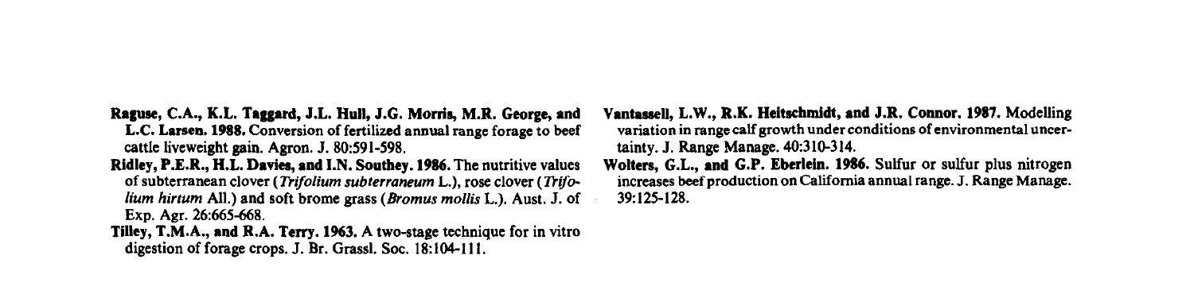**Raguse, C.A., K.L. Taggard, J.L. Hull, J.G. Morris, M.R. George, and L.C. Larsen. 1988.** Conversion of fertilized annual range forage to beef cattle liveweight gain. Agron. J. 80:591-598.

**Ridley, P.E.R., H.L. Davies, and I.N. Southey. 1986.** The nutritive values of subterranean clover (*Trifolium subterraneum* L.), rose clover (*Trifolium hirtum* All.) and soft brome grass (*Bromus mollis* L.). Aust. J. of Exp. Agr. 26:665-668.

**Tilley, T.M.A., and R.A. Terry. 1963.** A two-stage technique for in vitro digestion of forage crops. J. Br. Grassl. Soc. 18:104-111.

**Vantassell, L.W., R.K. Heitschmidt, and J.R. Connor. 1987.** Modelling variation in range calf growth under conditions of environmental uncertainty. J. Range Manage. 40:310-314.

**Wolters, G.L., and G.P. Eberlein. 1986.** Sulfur or sulfur plus nitrogen increases beef production on California annual range. J. Range Manage. 39:125-128.